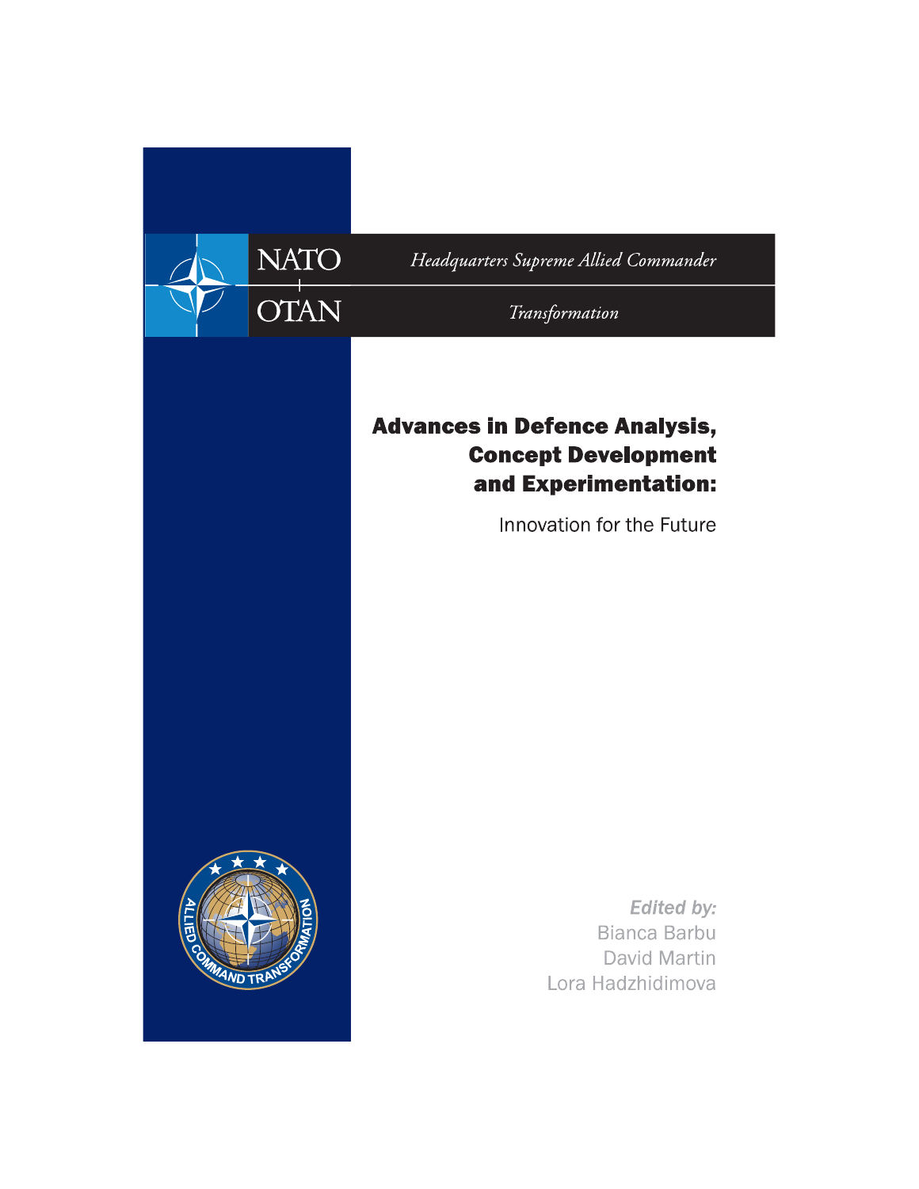NATO

OTAN

*Headquarters Supreme Allied Commander*

*Transformation*

# Advances in Defence Analysis, Concept Development and Experimentation:

Innovation for the Future

***Edited by:***

Bianca Barbu

David Martin

Lora Hadzhidimova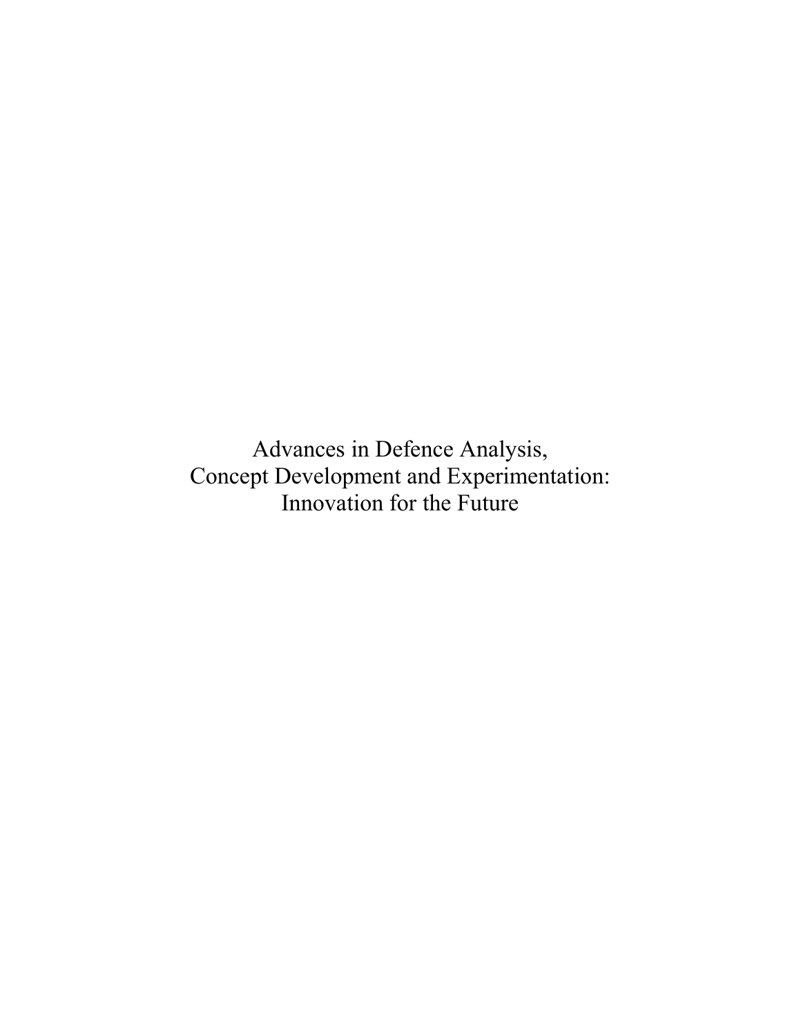Advances in Defence Analysis,
Concept Development and Experimentation:
Innovation for the Future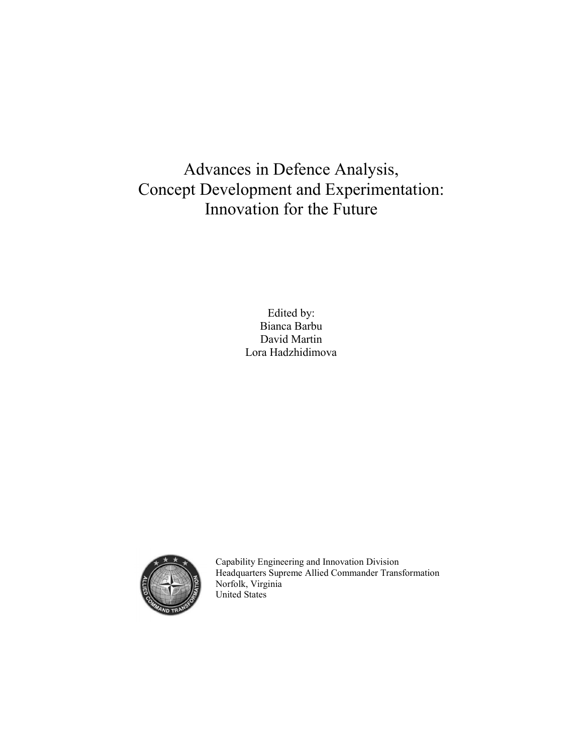# Advances in Defence Analysis, Concept Development and Experimentation: Innovation for the Future

Edited by:
Bianca Barbu
David Martin
Lora Hadzhidimova

Capability Engineering and Innovation Division
Headquarters Supreme Allied Commander Transformation
Norfolk, Virginia
United States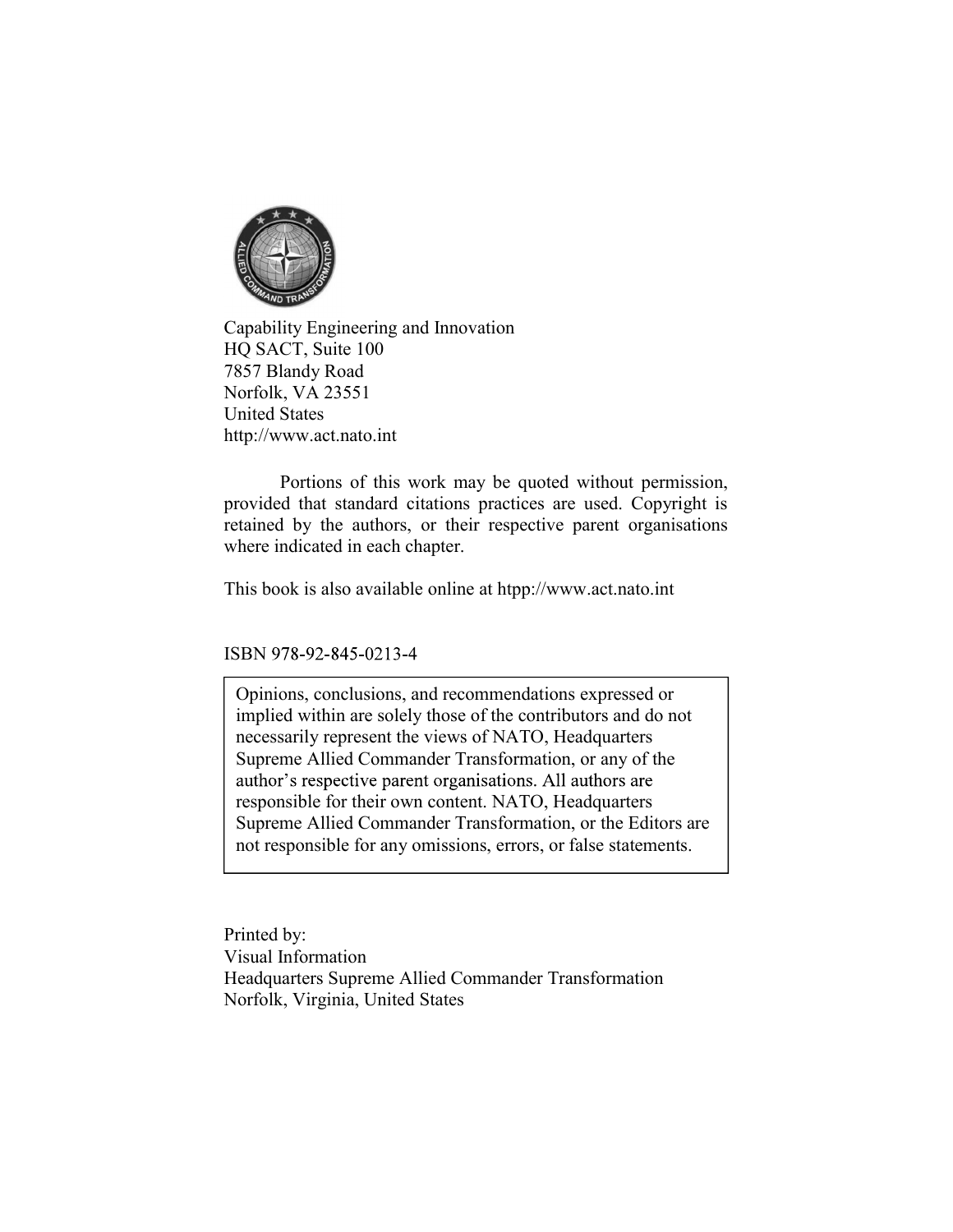Capability Engineering and Innovation
HQ SACT, Suite 100
7857 Blandy Road
Norfolk, VA 23551
United States
http://www.act.nato.int

Portions of this work may be quoted without permission, provided that standard citations practices are used. Copyright is retained by the authors, or their respective parent organisations where indicated in each chapter.

This book is also available online at htpp://www.act.nato.int

ISBN 978-92-845-0213-4

> Opinions, conclusions, and recommendations expressed or implied within are solely those of the contributors and do not necessarily represent the views of NATO, Headquarters Supreme Allied Commander Transformation, or any of the author's respective parent organisations. All authors are responsible for their own content. NATO, Headquarters Supreme Allied Commander Transformation, or the Editors are not responsible for any omissions, errors, or false statements.

Printed by:
Visual Information
Headquarters Supreme Allied Commander Transformation
Norfolk, Virginia, United States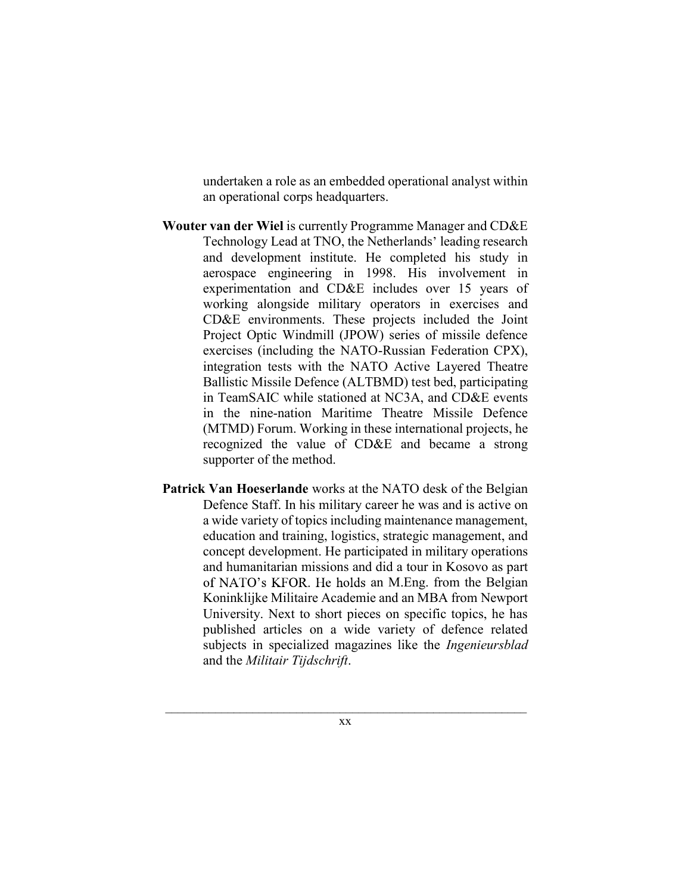undertaken a role as an embedded operational analyst within an operational corps headquarters.

**Wouter van der Wiel** is currently Programme Manager and CD&E Technology Lead at TNO, the Netherlands' leading research and development institute. He completed his study in aerospace engineering in 1998. His involvement in experimentation and CD&E includes over 15 years of working alongside military operators in exercises and CD&E environments. These projects included the Joint Project Optic Windmill (JPOW) series of missile defence exercises (including the NATO-Russian Federation CPX), integration tests with the NATO Active Layered Theatre Ballistic Missile Defence (ALTBMD) test bed, participating in TeamSAIC while stationed at NC3A, and CD&E events in the nine-nation Maritime Theatre Missile Defence (MTMD) Forum. Working in these international projects, he recognized the value of CD&E and became a strong supporter of the method.

**Patrick Van Hoeserlande** works at the NATO desk of the Belgian Defence Staff. In his military career he was and is active on a wide variety of topics including maintenance management, education and training, logistics, strategic management, and concept development. He participated in military operations and humanitarian missions and did a tour in Kosovo as part of NATO's KFOR. He holds an M.Eng. from the Belgian Koninklijke Militaire Academie and an MBA from Newport University. Next to short pieces on specific topics, he has published articles on a wide variety of defence related subjects in specialized magazines like the *Ingenieursblad* and the *Militair Tijdschrift*.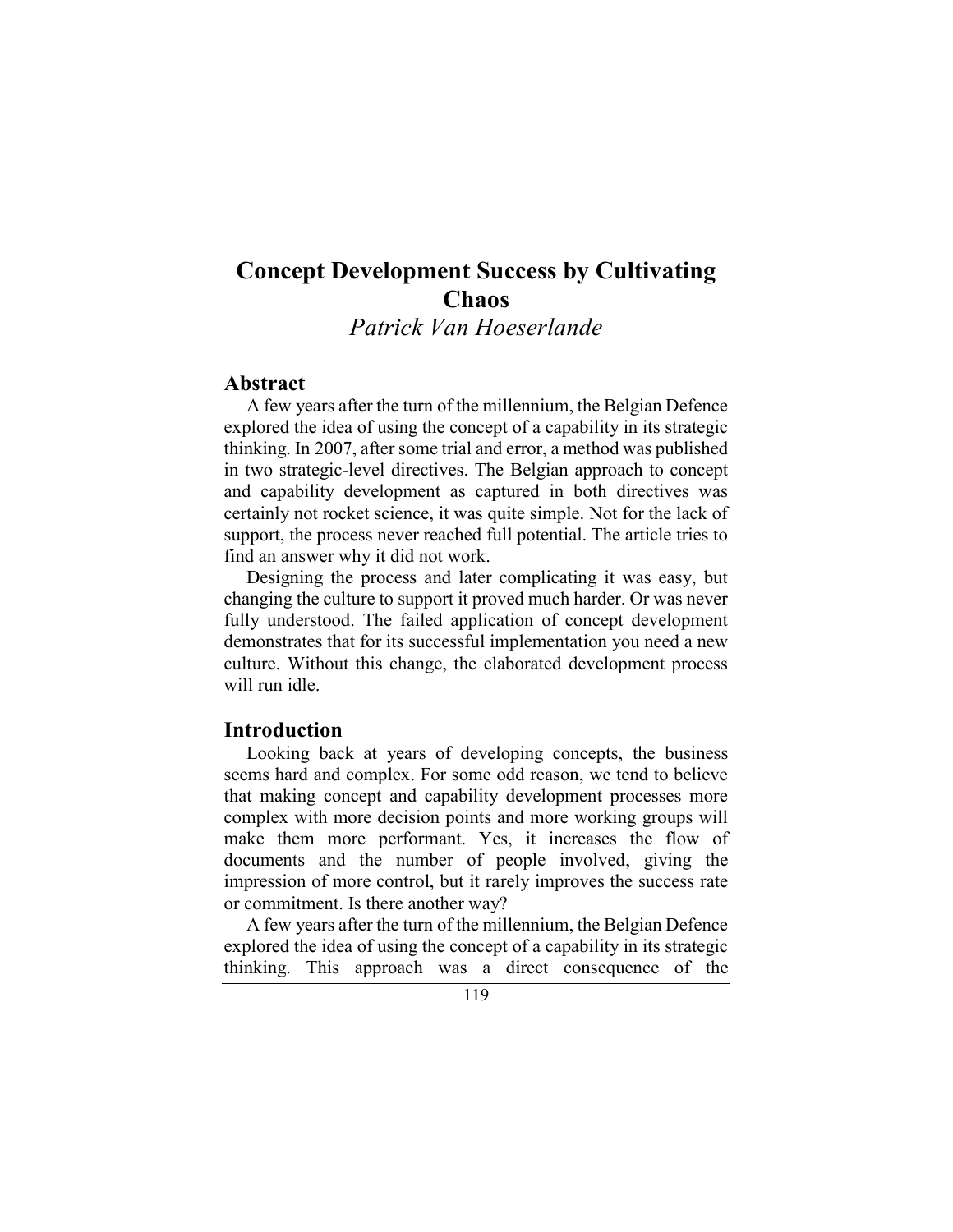# Concept Development Success by Cultivating Chaos

*Patrick Van Hoeserlande*

## Abstract

A few years after the turn of the millennium, the Belgian Defence explored the idea of using the concept of a capability in its strategic thinking. In 2007, after some trial and error, a method was published in two strategic-level directives. The Belgian approach to concept and capability development as captured in both directives was certainly not rocket science, it was quite simple. Not for the lack of support, the process never reached full potential. The article tries to find an answer why it did not work.

Designing the process and later complicating it was easy, but changing the culture to support it proved much harder. Or was never fully understood. The failed application of concept development demonstrates that for its successful implementation you need a new culture. Without this change, the elaborated development process will run idle.

## Introduction

Looking back at years of developing concepts, the business seems hard and complex. For some odd reason, we tend to believe that making concept and capability development processes more complex with more decision points and more working groups will make them more performant. Yes, it increases the flow of documents and the number of people involved, giving the impression of more control, but it rarely improves the success rate or commitment. Is there another way?

A few years after the turn of the millennium, the Belgian Defence explored the idea of using the concept of a capability in its strategic thinking. This approach was a direct consequence of the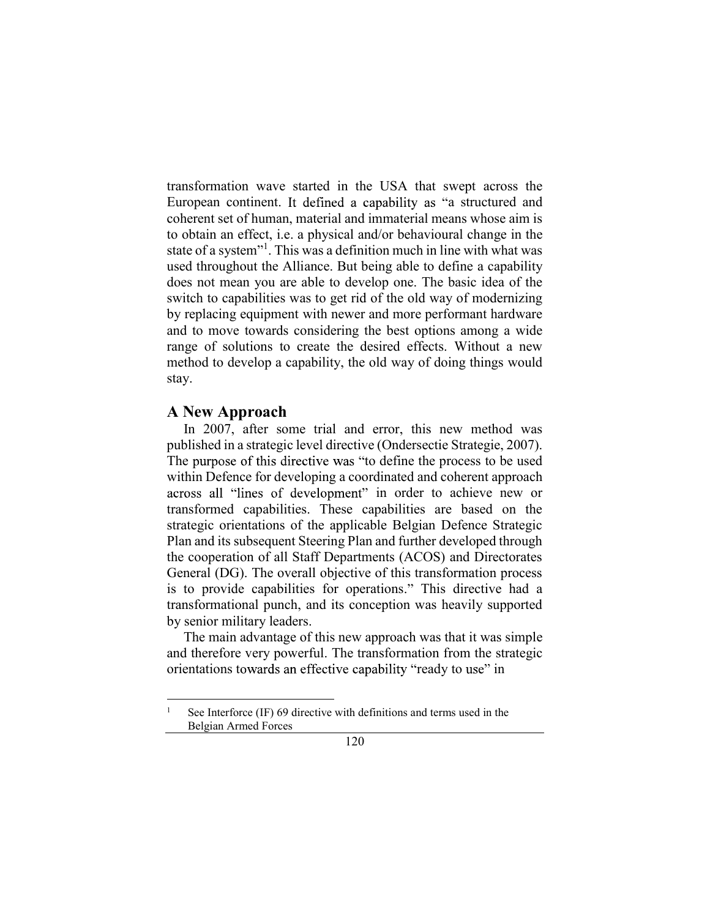transformation wave started in the USA that swept across the European continent. It defined a capability as "a structured and coherent set of human, material and immaterial means whose aim is to obtain an effect, i.e. a physical and/or behavioural change in the state of a system"[1]. This was a definition much in line with what was used throughout the Alliance. But being able to define a capability does not mean you are able to develop one. The basic idea of the switch to capabilities was to get rid of the old way of modernizing by replacing equipment with newer and more performant hardware and to move towards considering the best options among a wide range of solutions to create the desired effects. Without a new method to develop a capability, the old way of doing things would stay.

## A New Approach

In 2007, after some trial and error, this new method was published in a strategic level directive (Ondersectie Strategie, 2007). The purpose of this directive was "to define the process to be used within Defence for developing a coordinated and coherent approach across all "lines of development" in order to achieve new or transformed capabilities. These capabilities are based on the strategic orientations of the applicable Belgian Defence Strategic Plan and its subsequent Steering Plan and further developed through the cooperation of all Staff Departments (ACOS) and Directorates General (DG). The overall objective of this transformation process is to provide capabilities for operations." This directive had a transformational punch, and its conception was heavily supported by senior military leaders.

The main advantage of this new approach was that it was simple and therefore very powerful. The transformation from the strategic orientations towards an effective capability "ready to use" in

---

[1] See Interforce (IF) 69 directive with definitions and terms used in the Belgian Armed Forces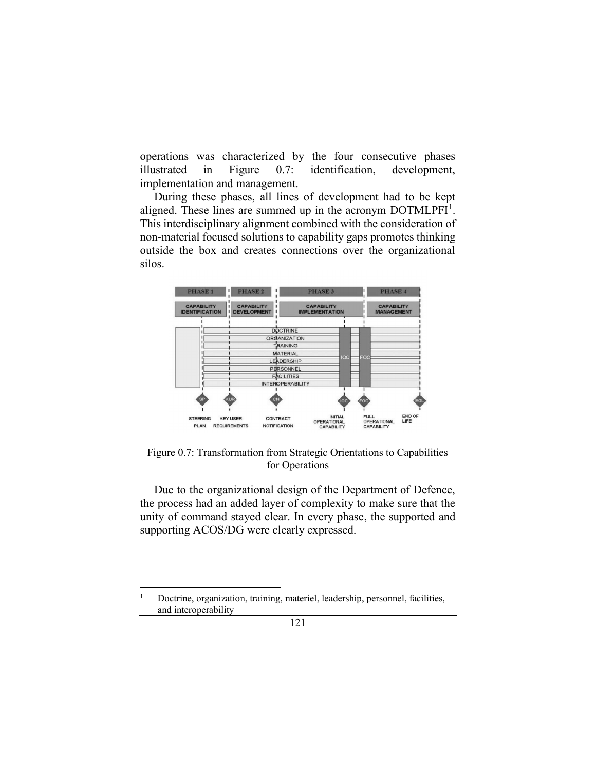operations was characterized by the four consecutive phases illustrated in Figure 0.7: identification, development, implementation and management.

During these phases, all lines of development had to be kept aligned. These lines are summed up in the acronym DOTMLPFI[1]. This interdisciplinary alignment combined with the consideration of non-material focused solutions to capability gaps promotes thinking outside the box and creates connections over the organizational silos.

Figure 0.7: Transformation from Strategic Orientations to Capabilities for Operations

Due to the organizational design of the Department of Defence, the process had an added layer of complexity to make sure that the unity of command stayed clear. In every phase, the supported and supporting ACOS/DG were clearly expressed.

[1] Doctrine, organization, training, materiel, leadership, personnel, facilities, and interoperability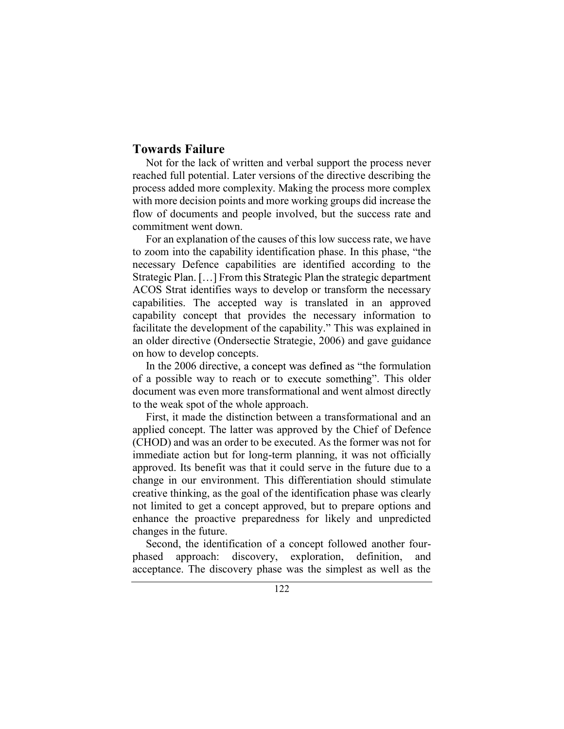## Towards Failure

Not for the lack of written and verbal support the process never reached full potential. Later versions of the directive describing the process added more complexity. Making the process more complex with more decision points and more working groups did increase the flow of documents and people involved, but the success rate and commitment went down.

For an explanation of the causes of this low success rate, we have to zoom into the capability identification phase. In this phase, "the necessary Defence capabilities are identified according to the Strategic Plan. […] From this Strategic Plan the strategic department ACOS Strat identifies ways to develop or transform the necessary capabilities. The accepted way is translated in an approved capability concept that provides the necessary information to facilitate the development of the capability." This was explained in an older directive (Ondersectie Strategie, 2006) and gave guidance on how to develop concepts.

In the 2006 directive, a concept was defined as "the formulation of a possible way to reach or to execute something". This older document was even more transformational and went almost directly to the weak spot of the whole approach.

First, it made the distinction between a transformational and an applied concept. The latter was approved by the Chief of Defence (CHOD) and was an order to be executed. As the former was not for immediate action but for long-term planning, it was not officially approved. Its benefit was that it could serve in the future due to a change in our environment. This differentiation should stimulate creative thinking, as the goal of the identification phase was clearly not limited to get a concept approved, but to prepare options and enhance the proactive preparedness for likely and unpredicted changes in the future.

Second, the identification of a concept followed another four-phased approach: discovery, exploration, definition, and acceptance. The discovery phase was the simplest as well as the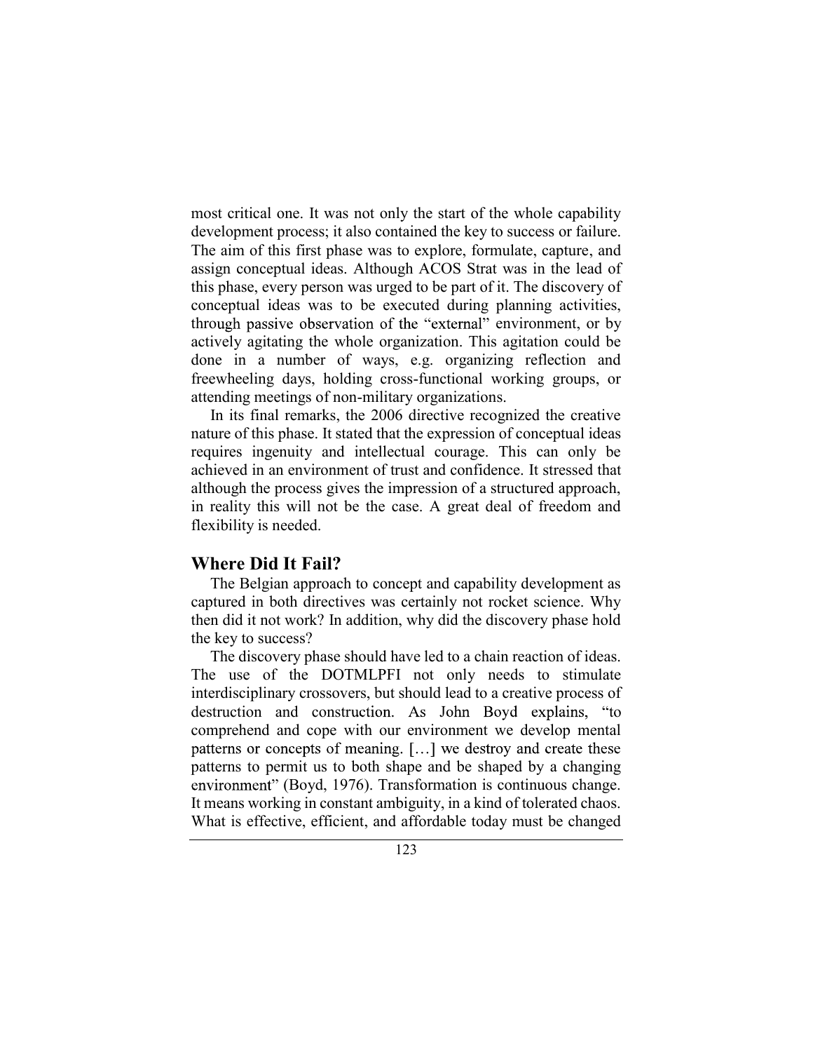most critical one. It was not only the start of the whole capability development process; it also contained the key to success or failure. The aim of this first phase was to explore, formulate, capture, and assign conceptual ideas. Although ACOS Strat was in the lead of this phase, every person was urged to be part of it. The discovery of conceptual ideas was to be executed during planning activities, through passive observation of the "external" environment, or by actively agitating the whole organization. This agitation could be done in a number of ways, e.g. organizing reflection and freewheeling days, holding cross-functional working groups, or attending meetings of non-military organizations.

In its final remarks, the 2006 directive recognized the creative nature of this phase. It stated that the expression of conceptual ideas requires ingenuity and intellectual courage. This can only be achieved in an environment of trust and confidence. It stressed that although the process gives the impression of a structured approach, in reality this will not be the case. A great deal of freedom and flexibility is needed.

## Where Did It Fail?

The Belgian approach to concept and capability development as captured in both directives was certainly not rocket science. Why then did it not work? In addition, why did the discovery phase hold the key to success?

The discovery phase should have led to a chain reaction of ideas. The use of the DOTMLPFI not only needs to stimulate interdisciplinary crossovers, but should lead to a creative process of destruction and construction. As John Boyd explains, "to comprehend and cope with our environment we develop mental patterns or concepts of meaning. […] we destroy and create these patterns to permit us to both shape and be shaped by a changing environment" (Boyd, 1976). Transformation is continuous change. It means working in constant ambiguity, in a kind of tolerated chaos. What is effective, efficient, and affordable today must be changed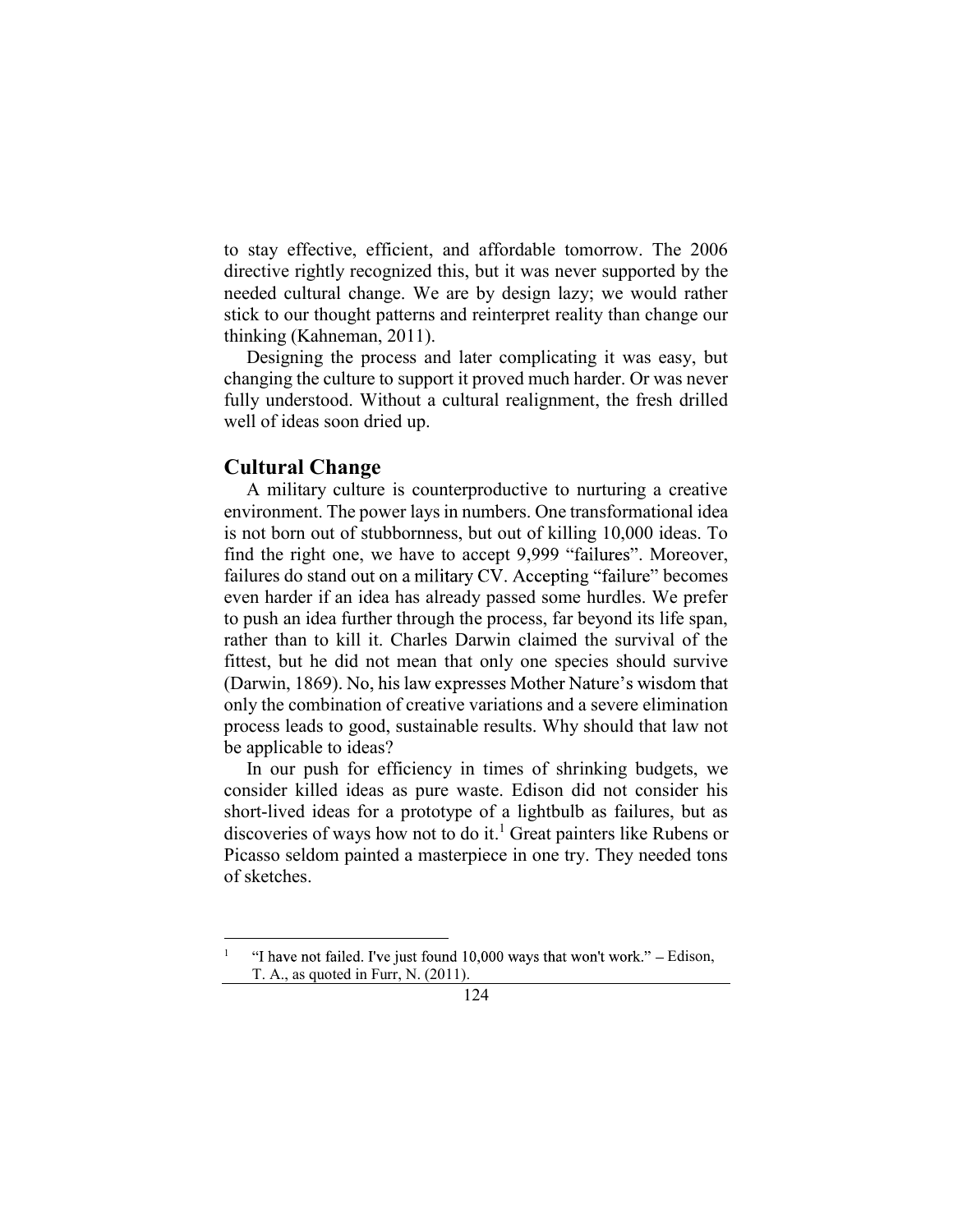to stay effective, efficient, and affordable tomorrow. The 2006 directive rightly recognized this, but it was never supported by the needed cultural change. We are by design lazy; we would rather stick to our thought patterns and reinterpret reality than change our thinking (Kahneman, 2011).

Designing the process and later complicating it was easy, but changing the culture to support it proved much harder. Or was never fully understood. Without a cultural realignment, the fresh drilled well of ideas soon dried up.

## Cultural Change

A military culture is counterproductive to nurturing a creative environment. The power lays in numbers. One transformational idea is not born out of stubbornness, but out of killing 10,000 ideas. To find the right one, we have to accept 9,999 "failures". Moreover, failures do stand out on a military CV. Accepting "failure" becomes even harder if an idea has already passed some hurdles. We prefer to push an idea further through the process, far beyond its life span, rather than to kill it. Charles Darwin claimed the survival of the fittest, but he did not mean that only one species should survive (Darwin, 1869). No, his law expresses Mother Nature's wisdom that only the combination of creative variations and a severe elimination process leads to good, sustainable results. Why should that law not be applicable to ideas?

In our push for efficiency in times of shrinking budgets, we consider killed ideas as pure waste. Edison did not consider his short-lived ideas for a prototype of a lightbulb as failures, but as discoveries of ways how not to do it.[1] Great painters like Rubens or Picasso seldom painted a masterpiece in one try. They needed tons of sketches.

[1] "I have not failed. I've just found 10,000 ways that won't work." – Edison, T. A., as quoted in Furr, N. (2011).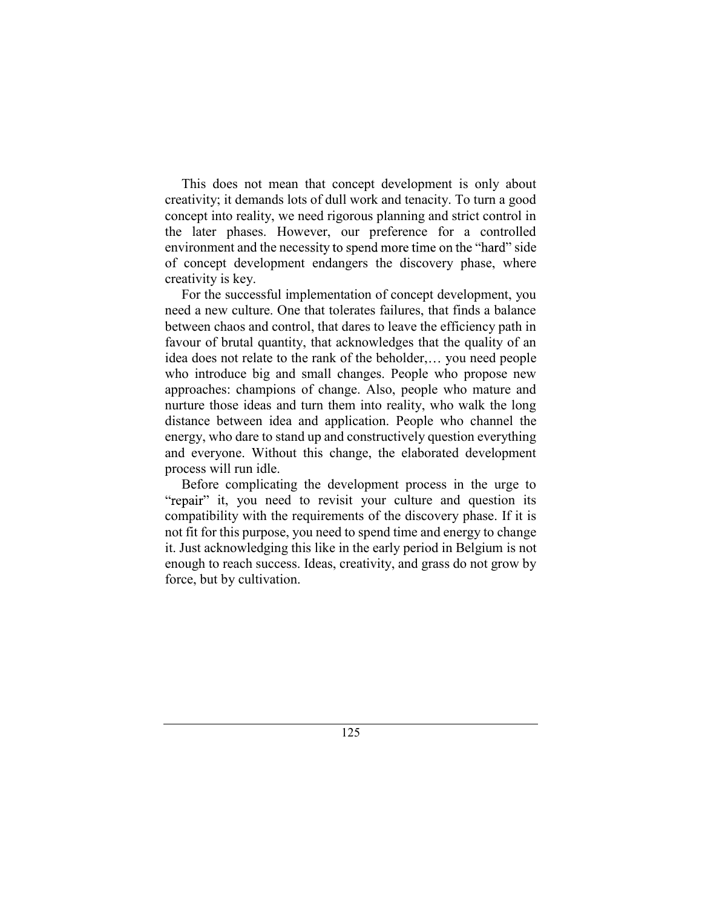This does not mean that concept development is only about creativity; it demands lots of dull work and tenacity. To turn a good concept into reality, we need rigorous planning and strict control in the later phases. However, our preference for a controlled environment and the necessity to spend more time on the "hard" side of concept development endangers the discovery phase, where creativity is key.

For the successful implementation of concept development, you need a new culture. One that tolerates failures, that finds a balance between chaos and control, that dares to leave the efficiency path in favour of brutal quantity, that acknowledges that the quality of an idea does not relate to the rank of the beholder,… you need people who introduce big and small changes. People who propose new approaches: champions of change. Also, people who mature and nurture those ideas and turn them into reality, who walk the long distance between idea and application. People who channel the energy, who dare to stand up and constructively question everything and everyone. Without this change, the elaborated development process will run idle.

Before complicating the development process in the urge to "repair" it, you need to revisit your culture and question its compatibility with the requirements of the discovery phase. If it is not fit for this purpose, you need to spend time and energy to change it. Just acknowledging this like in the early period in Belgium is not enough to reach success. Ideas, creativity, and grass do not grow by force, but by cultivation.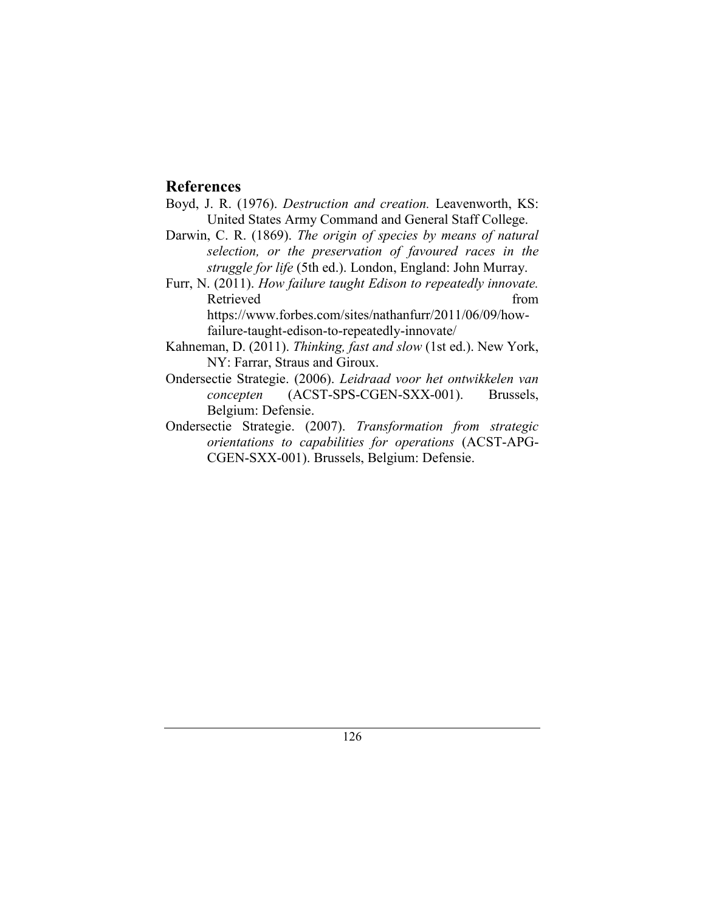## References

Boyd, J. R. (1976). *Destruction and creation.* Leavenworth, KS: United States Army Command and General Staff College.

Darwin, C. R. (1869). *The origin of species by means of natural selection, or the preservation of favoured races in the struggle for life* (5th ed.). London, England: John Murray.

Furr, N. (2011). *How failure taught Edison to repeatedly innovate.* Retrieved from https://www.forbes.com/sites/nathanfurr/2011/06/09/how-failure-taught-edison-to-repeatedly-innovate/

Kahneman, D. (2011). *Thinking, fast and slow* (1st ed.). New York, NY: Farrar, Straus and Giroux.

Ondersectie Strategie. (2006). *Leidraad voor het ontwikkelen van concepten* (ACST-SPS-CGEN-SXX-001). Brussels, Belgium: Defensie.

Ondersectie Strategie. (2007). *Transformation from strategic orientations to capabilities for operations* (ACST-APG-CGEN-SXX-001). Brussels, Belgium: Defensie.